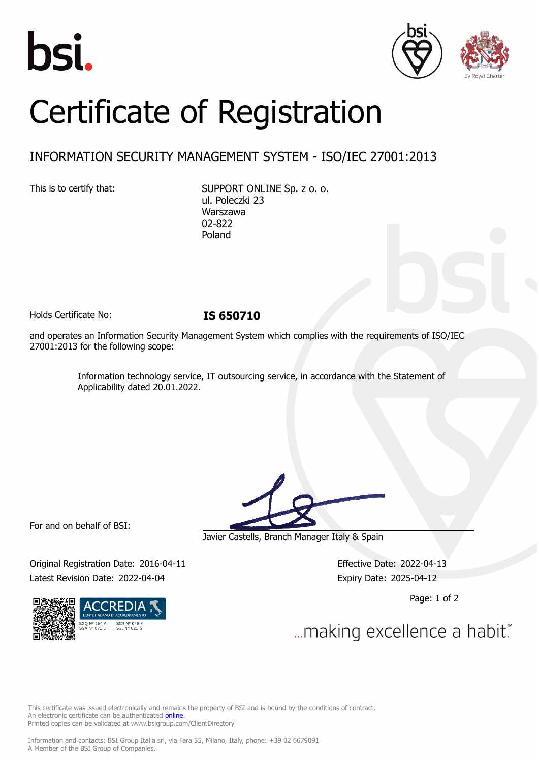# Certificate of Registration

## INFORMATION SECURITY MANAGEMENT SYSTEM - ISO/IEC 27001:2013

This is to certify that:

SUPPORT ONLINE Sp. z o. o.
ul. Poleczki 23
Warszawa
02-822
Poland

Holds Certificate No: **IS 650710**

and operates an Information Security Management System which complies with the requirements of ISO/IEC 27001:2013 for the following scope:

> Information technology service, IT outsourcing service, in accordance with the Statement of Applicability dated 20.01.2022.

For and on behalf of BSI:

Javier Castells, Branch Manager Italy & Spain

Original Registration Date: 2016-04-11
Latest Revision Date: 2022-04-04

Effective Date: 2022-04-13
Expiry Date: 2025-04-12

ACCREDIA
L'ENTE ITALIANO DI ACCREDITAMENTO
SGQ N° 164 A SCR N° 048 F
SGA N° 071 D SSI N° 021 G

...making excellence a habit.™

This certificate was issued electronically and remains the property of BSI and is bound by the conditions of contract.
An electronic certificate can be authenticated online.
Printed copies can be validated at www.bsigroup.com/ClientDirectory

Information and contacts: BSI Group Italia srl, via Fara 35, Milano, Italy, phone: +39 02 6679091
A Member of the BSI Group of Companies.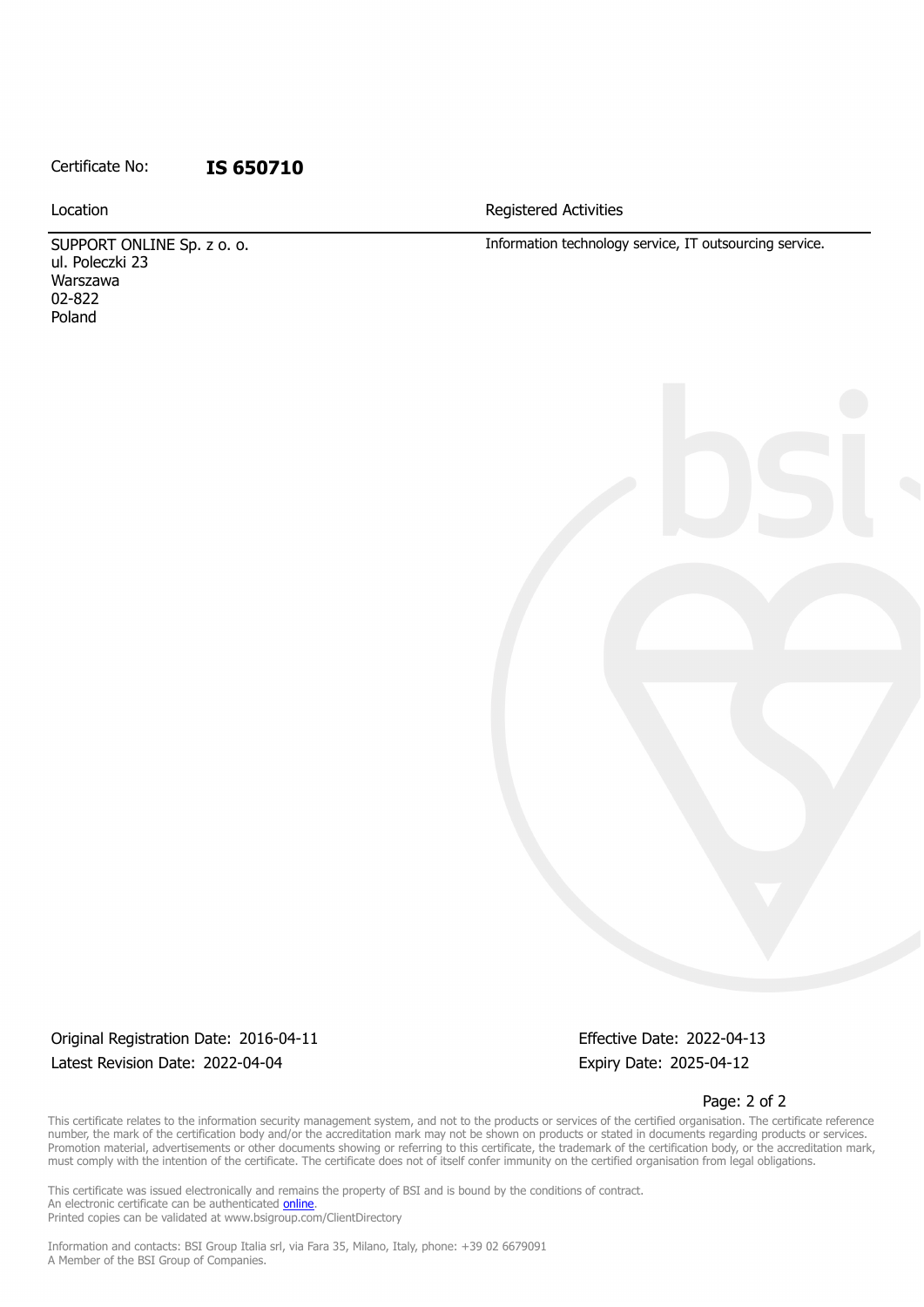Certificate No: **IS 650710**

| Location | Registered Activities |
| --- | --- |
| SUPPORT ONLINE Sp. z o. o.<br>ul. Poleczki 23<br>Warszawa<br>02-822<br>Poland | Information technology service, IT outsourcing service. |

Original Registration Date: 2016-04-11

Latest Revision Date: 2022-04-04

Effective Date: 2022-04-13

Expiry Date: 2025-04-12

This certificate relates to the information security management system, and not to the products or services of the certified organisation. The certificate reference number, the mark of the certification body and/or the accreditation mark may not be shown on products or stated in documents regarding products or services. Promotion material, advertisements or other documents showing or referring to this certificate, the trademark of the certification body, or the accreditation mark, must comply with the intention of the certificate. The certificate does not of itself confer immunity on the certified organisation from legal obligations.

This certificate was issued electronically and remains the property of BSI and is bound by the conditions of contract.
An electronic certificate can be authenticated online.
Printed copies can be validated at www.bsigroup.com/ClientDirectory

Information and contacts: BSI Group Italia srl, via Fara 35, Milano, Italy, phone: +39 02 6679091
A Member of the BSI Group of Companies.